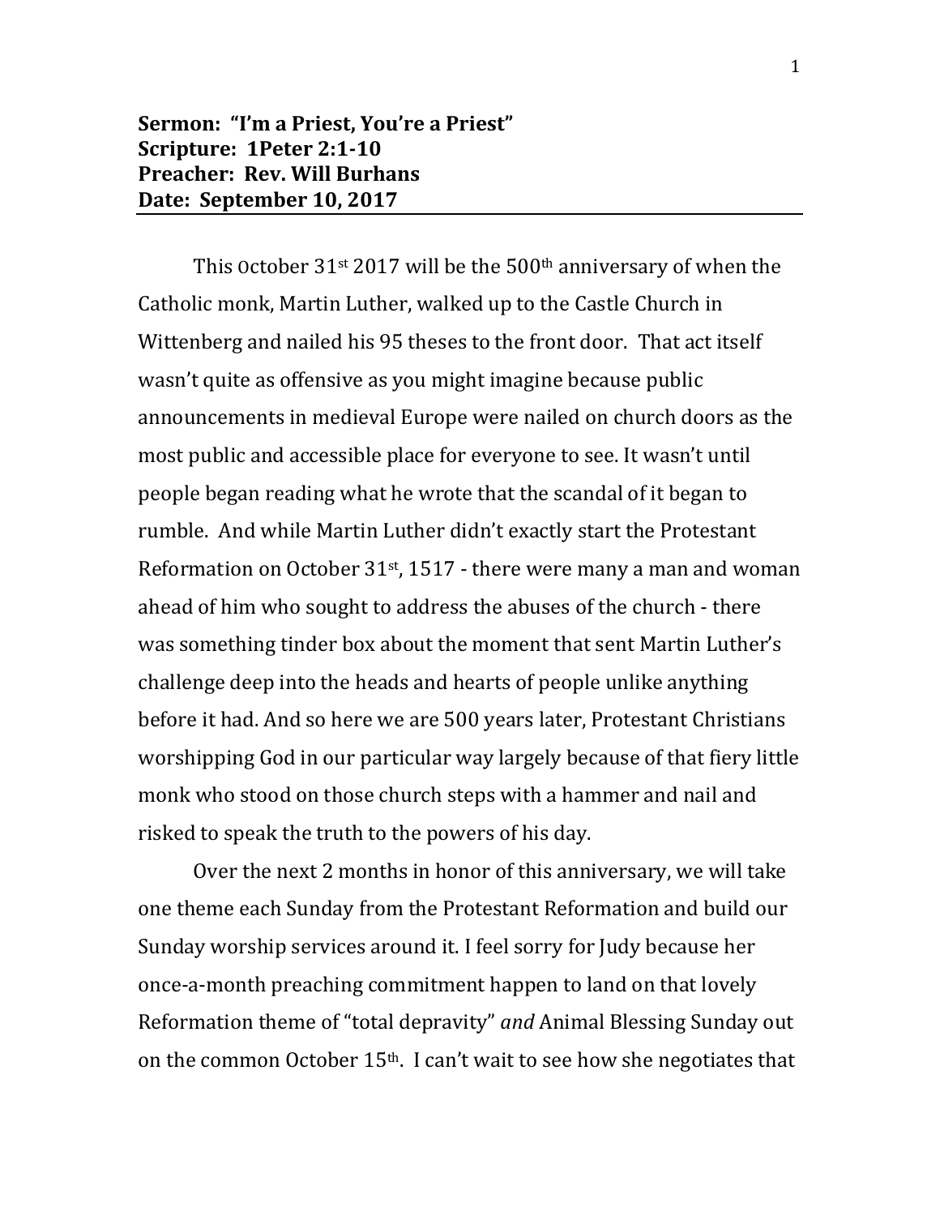**Sermon: "I'm a Priest, You're a Priest"**
**Scripture: 1Peter 2:1-10**
**Preacher: Rev. Will Burhans**
**Date: September 10, 2017**

---

This October 31st 2017 will be the 500th anniversary of when the Catholic monk, Martin Luther, walked up to the Castle Church in Wittenberg and nailed his 95 theses to the front door. That act itself wasn't quite as offensive as you might imagine because public announcements in medieval Europe were nailed on church doors as the most public and accessible place for everyone to see. It wasn't until people began reading what he wrote that the scandal of it began to rumble. And while Martin Luther didn't exactly start the Protestant Reformation on October 31st, 1517 - there were many a man and woman ahead of him who sought to address the abuses of the church - there was something tinder box about the moment that sent Martin Luther's challenge deep into the heads and hearts of people unlike anything before it had. And so here we are 500 years later, Protestant Christians worshipping God in our particular way largely because of that fiery little monk who stood on those church steps with a hammer and nail and risked to speak the truth to the powers of his day.

Over the next 2 months in honor of this anniversary, we will take one theme each Sunday from the Protestant Reformation and build our Sunday worship services around it. I feel sorry for Judy because her once-a-month preaching commitment happen to land on that lovely Reformation theme of "total depravity" *and* Animal Blessing Sunday out on the common October 15th. I can't wait to see how she negotiates that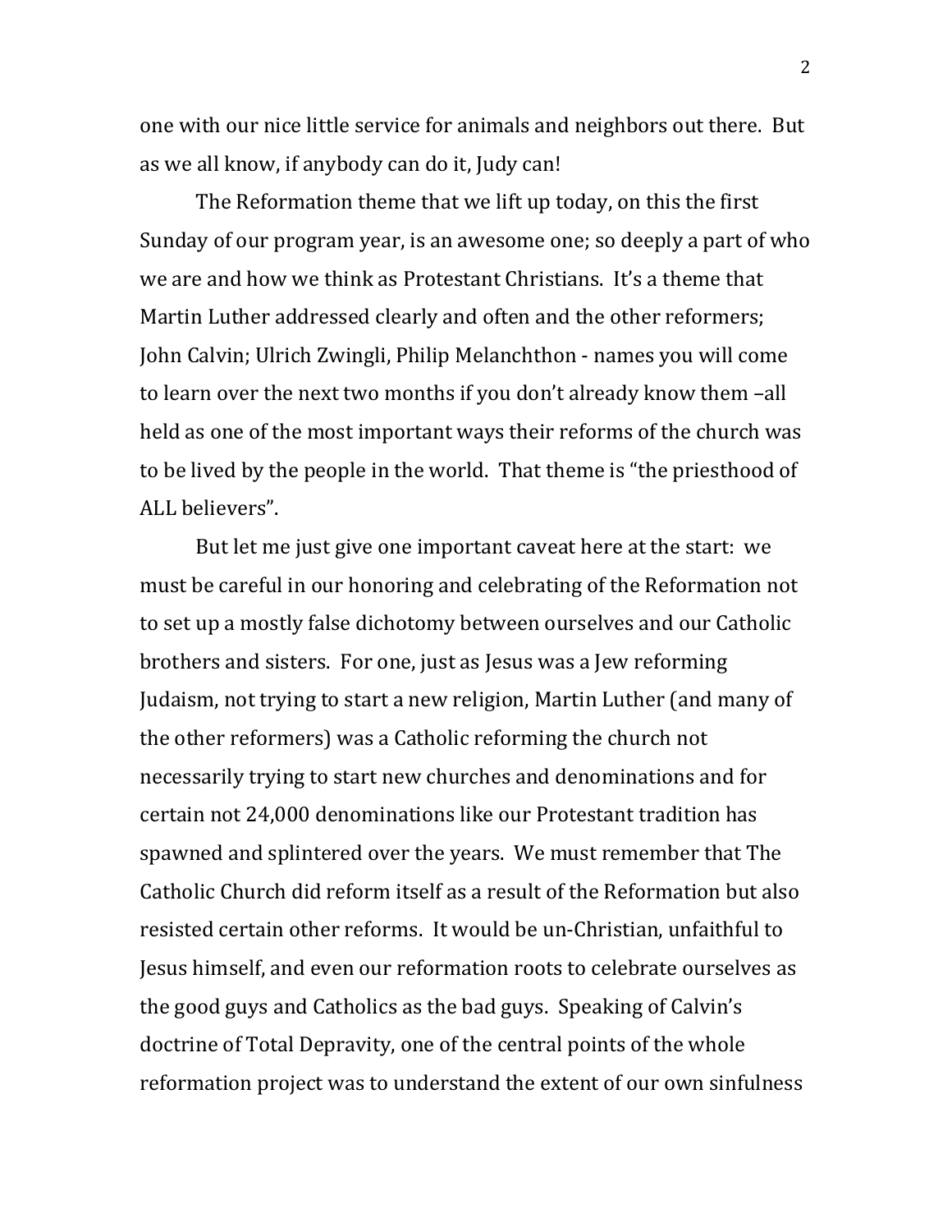one with our nice little service for animals and neighbors out there. But as we all know, if anybody can do it, Judy can!

The Reformation theme that we lift up today, on this the first Sunday of our program year, is an awesome one; so deeply a part of who we are and how we think as Protestant Christians. It's a theme that Martin Luther addressed clearly and often and the other reformers; John Calvin; Ulrich Zwingli, Philip Melanchthon - names you will come to learn over the next two months if you don't already know them –all held as one of the most important ways their reforms of the church was to be lived by the people in the world. That theme is "the priesthood of ALL believers".

But let me just give one important caveat here at the start: we must be careful in our honoring and celebrating of the Reformation not to set up a mostly false dichotomy between ourselves and our Catholic brothers and sisters. For one, just as Jesus was a Jew reforming Judaism, not trying to start a new religion, Martin Luther (and many of the other reformers) was a Catholic reforming the church not necessarily trying to start new churches and denominations and for certain not 24,000 denominations like our Protestant tradition has spawned and splintered over the years. We must remember that The Catholic Church did reform itself as a result of the Reformation but also resisted certain other reforms. It would be un-Christian, unfaithful to Jesus himself, and even our reformation roots to celebrate ourselves as the good guys and Catholics as the bad guys. Speaking of Calvin's doctrine of Total Depravity, one of the central points of the whole reformation project was to understand the extent of our own sinfulness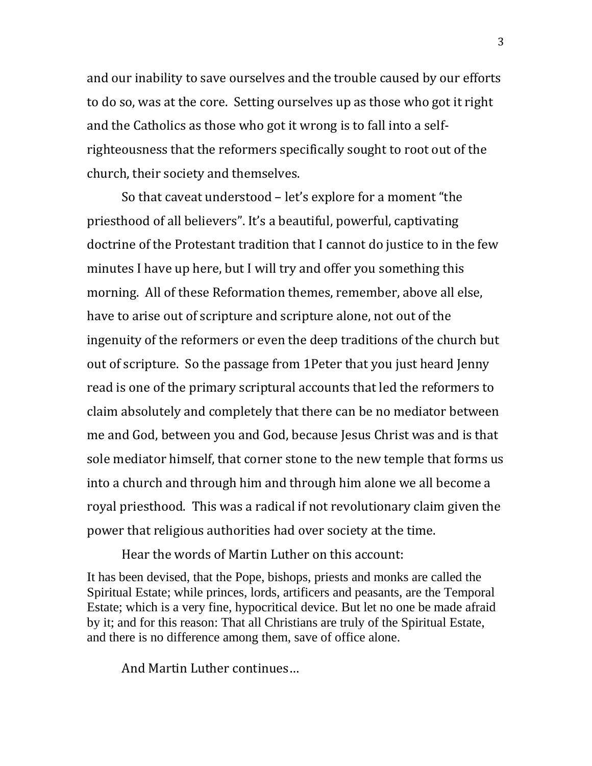and our inability to save ourselves and the trouble caused by our efforts to do so, was at the core. Setting ourselves up as those who got it right and the Catholics as those who got it wrong is to fall into a self-righteousness that the reformers specifically sought to root out of the church, their society and themselves.

So that caveat understood – let's explore for a moment "the priesthood of all believers". It's a beautiful, powerful, captivating doctrine of the Protestant tradition that I cannot do justice to in the few minutes I have up here, but I will try and offer you something this morning. All of these Reformation themes, remember, above all else, have to arise out of scripture and scripture alone, not out of the ingenuity of the reformers or even the deep traditions of the church but out of scripture. So the passage from 1Peter that you just heard Jenny read is one of the primary scriptural accounts that led the reformers to claim absolutely and completely that there can be no mediator between me and God, between you and God, because Jesus Christ was and is that sole mediator himself, that corner stone to the new temple that forms us into a church and through him and through him alone we all become a royal priesthood. This was a radical if not revolutionary claim given the power that religious authorities had over society at the time.

Hear the words of Martin Luther on this account:

> It has been devised, that the Pope, bishops, priests and monks are called the Spiritual Estate; while princes, lords, artificers and peasants, are the Temporal Estate; which is a very fine, hypocritical device. But let no one be made afraid by it; and for this reason: That all Christians are truly of the Spiritual Estate, and there is no difference among them, save of office alone.

And Martin Luther continues…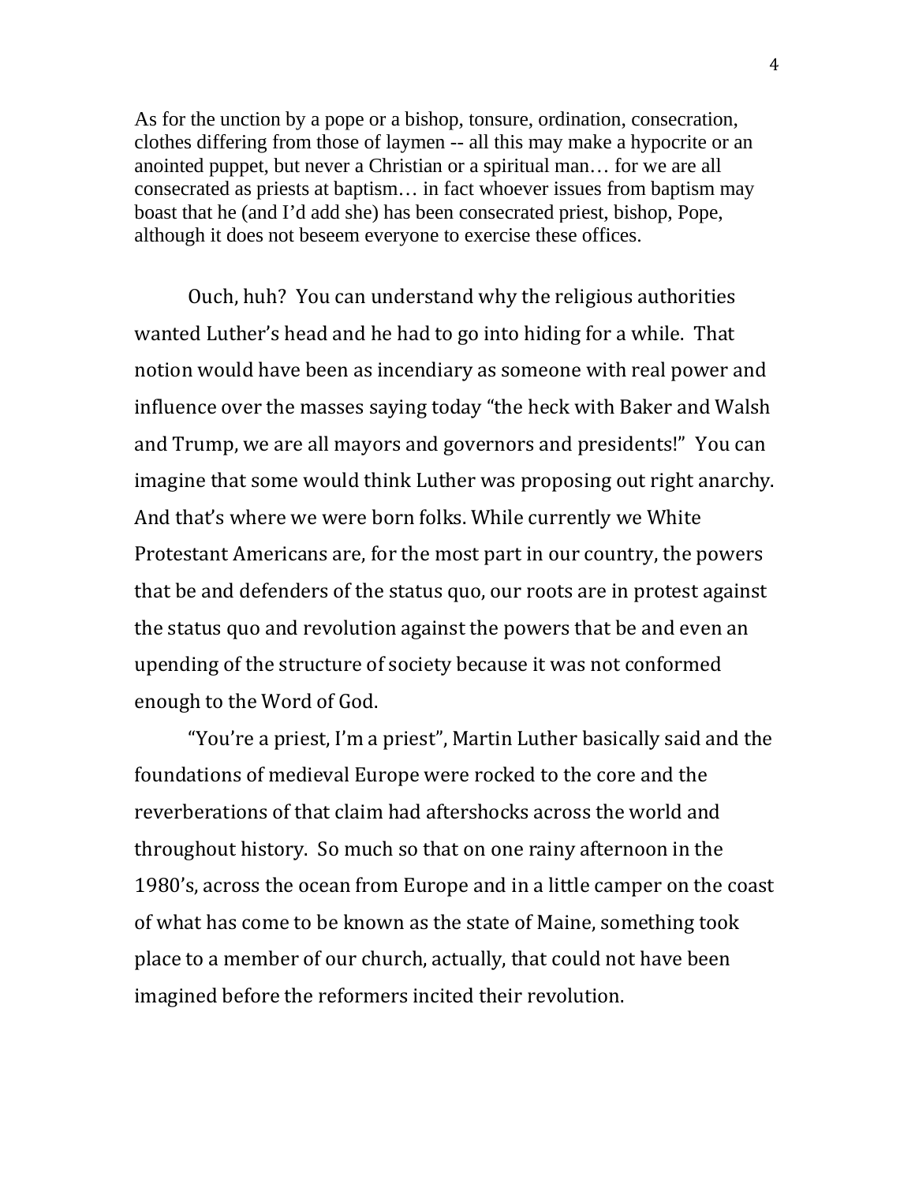As for the unction by a pope or a bishop, tonsure, ordination, consecration, clothes differing from those of laymen -- all this may make a hypocrite or an anointed puppet, but never a Christian or a spiritual man… for we are all consecrated as priests at baptism… in fact whoever issues from baptism may boast that he (and I'd add she) has been consecrated priest, bishop, Pope, although it does not beseem everyone to exercise these offices.

Ouch, huh? You can understand why the religious authorities wanted Luther's head and he had to go into hiding for a while. That notion would have been as incendiary as someone with real power and influence over the masses saying today "the heck with Baker and Walsh and Trump, we are all mayors and governors and presidents!" You can imagine that some would think Luther was proposing out right anarchy. And that's where we were born folks. While currently we White Protestant Americans are, for the most part in our country, the powers that be and defenders of the status quo, our roots are in protest against the status quo and revolution against the powers that be and even an upending of the structure of society because it was not conformed enough to the Word of God.

"You're a priest, I'm a priest", Martin Luther basically said and the foundations of medieval Europe were rocked to the core and the reverberations of that claim had aftershocks across the world and throughout history. So much so that on one rainy afternoon in the 1980's, across the ocean from Europe and in a little camper on the coast of what has come to be known as the state of Maine, something took place to a member of our church, actually, that could not have been imagined before the reformers incited their revolution.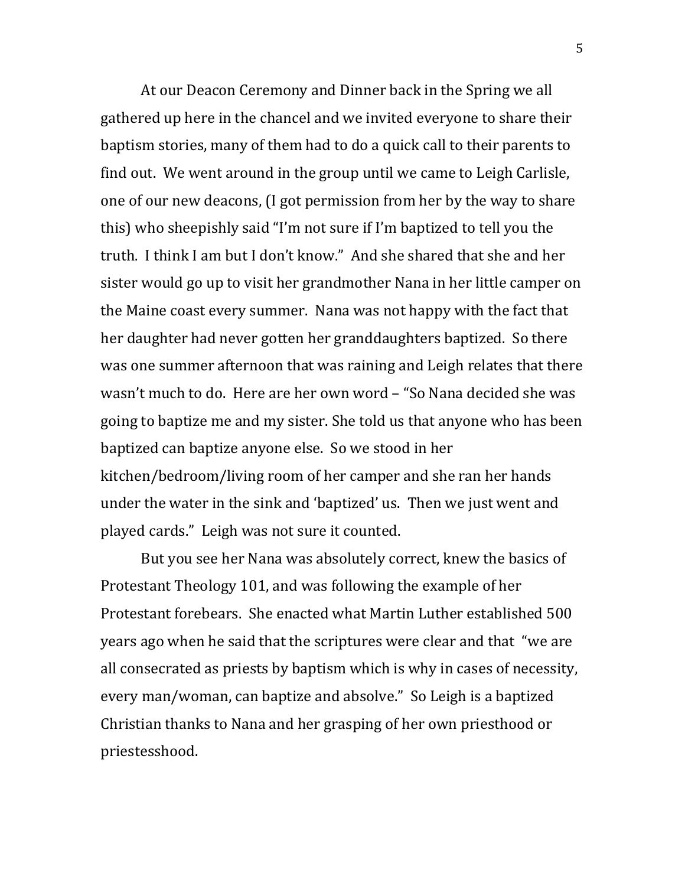At our Deacon Ceremony and Dinner back in the Spring we all gathered up here in the chancel and we invited everyone to share their baptism stories, many of them had to do a quick call to their parents to find out. We went around in the group until we came to Leigh Carlisle, one of our new deacons, (I got permission from her by the way to share this) who sheepishly said "I'm not sure if I'm baptized to tell you the truth. I think I am but I don't know." And she shared that she and her sister would go up to visit her grandmother Nana in her little camper on the Maine coast every summer. Nana was not happy with the fact that her daughter had never gotten her granddaughters baptized. So there was one summer afternoon that was raining and Leigh relates that there wasn't much to do. Here are her own word – "So Nana decided she was going to baptize me and my sister. She told us that anyone who has been baptized can baptize anyone else. So we stood in her kitchen/bedroom/living room of her camper and she ran her hands under the water in the sink and 'baptized' us. Then we just went and played cards." Leigh was not sure it counted.

But you see her Nana was absolutely correct, knew the basics of Protestant Theology 101, and was following the example of her Protestant forebears. She enacted what Martin Luther established 500 years ago when he said that the scriptures were clear and that "we are all consecrated as priests by baptism which is why in cases of necessity, every man/woman, can baptize and absolve." So Leigh is a baptized Christian thanks to Nana and her grasping of her own priesthood or priestesshood.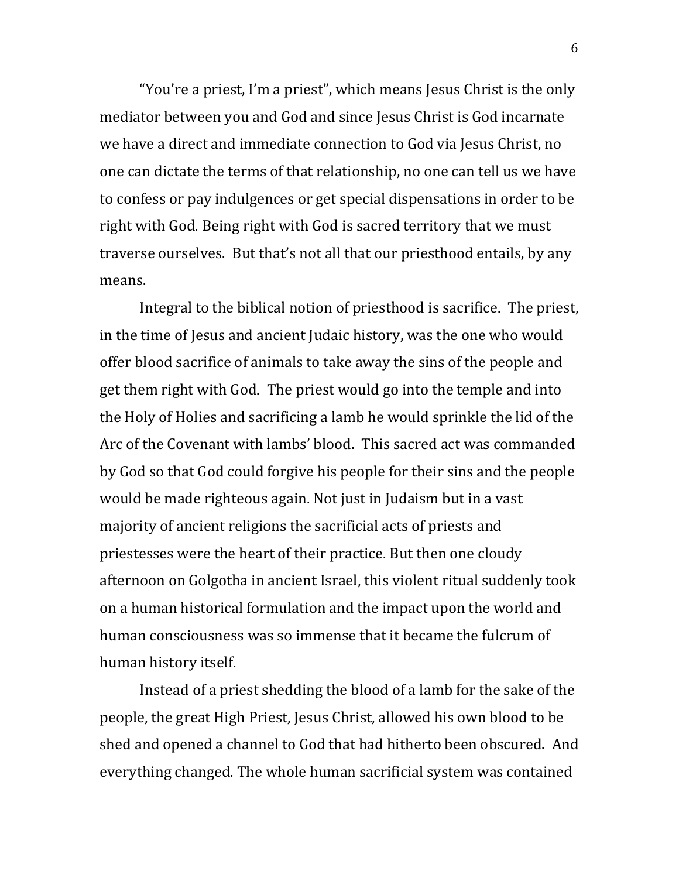"You're a priest, I'm a priest", which means Jesus Christ is the only mediator between you and God and since Jesus Christ is God incarnate we have a direct and immediate connection to God via Jesus Christ, no one can dictate the terms of that relationship, no one can tell us we have to confess or pay indulgences or get special dispensations in order to be right with God. Being right with God is sacred territory that we must traverse ourselves. But that's not all that our priesthood entails, by any means.

Integral to the biblical notion of priesthood is sacrifice. The priest, in the time of Jesus and ancient Judaic history, was the one who would offer blood sacrifice of animals to take away the sins of the people and get them right with God. The priest would go into the temple and into the Holy of Holies and sacrificing a lamb he would sprinkle the lid of the Arc of the Covenant with lambs' blood. This sacred act was commanded by God so that God could forgive his people for their sins and the people would be made righteous again. Not just in Judaism but in a vast majority of ancient religions the sacrificial acts of priests and priestesses were the heart of their practice. But then one cloudy afternoon on Golgotha in ancient Israel, this violent ritual suddenly took on a human historical formulation and the impact upon the world and human consciousness was so immense that it became the fulcrum of human history itself.

Instead of a priest shedding the blood of a lamb for the sake of the people, the great High Priest, Jesus Christ, allowed his own blood to be shed and opened a channel to God that had hitherto been obscured. And everything changed. The whole human sacrificial system was contained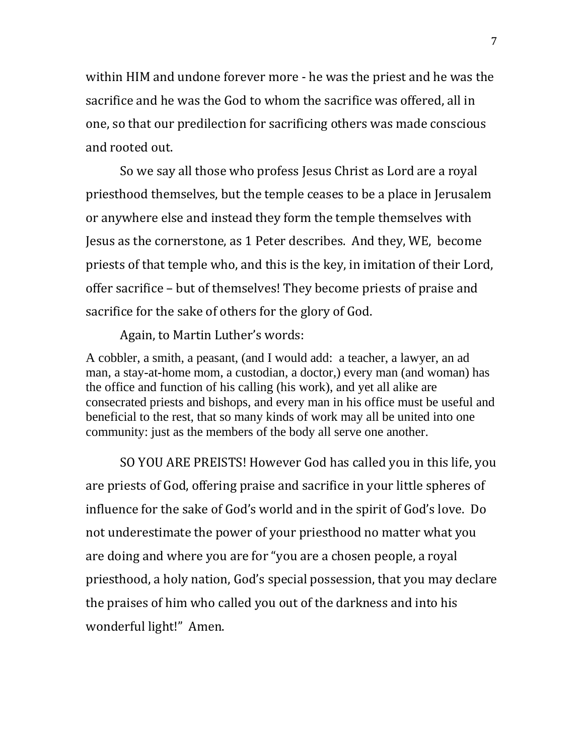within HIM and undone forever more - he was the priest and he was the sacrifice and he was the God to whom the sacrifice was offered, all in one, so that our predilection for sacrificing others was made conscious and rooted out.

So we say all those who profess Jesus Christ as Lord are a royal priesthood themselves, but the temple ceases to be a place in Jerusalem or anywhere else and instead they form the temple themselves with Jesus as the cornerstone, as 1 Peter describes. And they, WE, become priests of that temple who, and this is the key, in imitation of their Lord, offer sacrifice – but of themselves! They become priests of praise and sacrifice for the sake of others for the glory of God.

Again, to Martin Luther's words:

> A cobbler, a smith, a peasant, (and I would add: a teacher, a lawyer, an ad man, a stay-at-home mom, a custodian, a doctor,) every man (and woman) has the office and function of his calling (his work), and yet all alike are consecrated priests and bishops, and every man in his office must be useful and beneficial to the rest, that so many kinds of work may all be united into one community: just as the members of the body all serve one another.

SO YOU ARE PREISTS! However God has called you in this life, you are priests of God, offering praise and sacrifice in your little spheres of influence for the sake of God's world and in the spirit of God's love. Do not underestimate the power of your priesthood no matter what you are doing and where you are for "you are a chosen people, a royal priesthood, a holy nation, God's special possession, that you may declare the praises of him who called you out of the darkness and into his wonderful light!" Amen.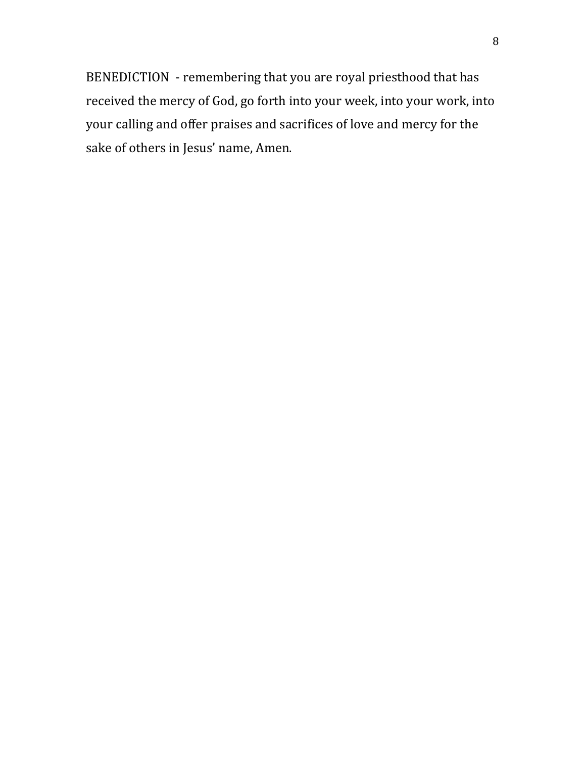BENEDICTION  - remembering that you are royal priesthood that has received the mercy of God, go forth into your week, into your work, into your calling and offer praises and sacrifices of love and mercy for the sake of others in Jesus' name, Amen.